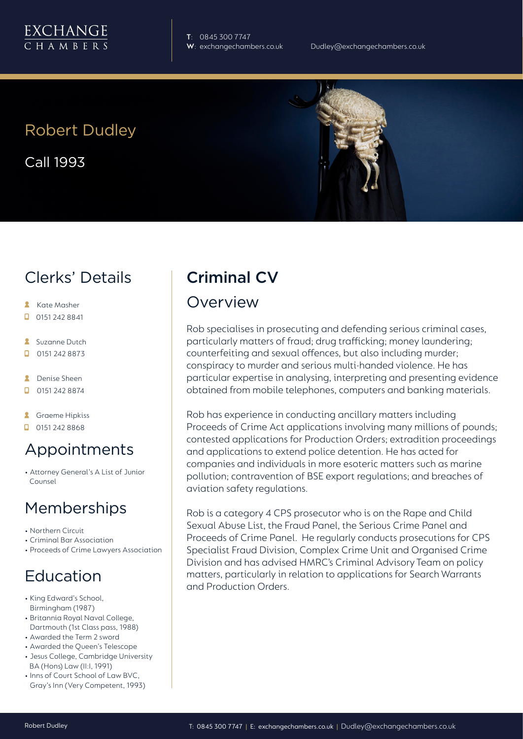EXCHANGE CHAMBERS

**T**: 0845 300 7747
**W**: exchangechambers.co.uk
Dudley@exchangechambers.co.uk

# Robert Dudley

Call 1993

## Clerks' Details

- Kate Masher
- 0151 242 8841
- Suzanne Dutch
- 0151 242 8873
- Denise Sheen
- 0151 242 8874
- Graeme Hipkiss
- 0151 242 8868

## Appointments

- Attorney General's A List of Junior Counsel

## Memberships

- Northern Circuit
- Criminal Bar Association
- Proceeds of Crime Lawyers Association

## Education

- King Edward's School, Birmingham (1987)
- Britannia Royal Naval College, Dartmouth (1st Class pass, 1988)
- Awarded the Term 2 sword
- Awarded the Queen's Telescope
- Jesus College, Cambridge University BA (Hons) Law (II:I, 1991)
- Inns of Court School of Law BVC, Gray's Inn (Very Competent, 1993)

## Criminal CV

### Overview

Rob specialises in prosecuting and defending serious criminal cases, particularly matters of fraud; drug trafficking; money laundering; counterfeiting and sexual offences, but also including murder; conspiracy to murder and serious multi-handed violence. He has particular expertise in analysing, interpreting and presenting evidence obtained from mobile telephones, computers and banking materials.

Rob has experience in conducting ancillary matters including Proceeds of Crime Act applications involving many millions of pounds; contested applications for Production Orders; extradition proceedings and applications to extend police detention. He has acted for companies and individuals in more esoteric matters such as marine pollution; contravention of BSE export regulations; and breaches of aviation safety regulations.

Rob is a category 4 CPS prosecutor who is on the Rape and Child Sexual Abuse List, the Fraud Panel, the Serious Crime Panel and Proceeds of Crime Panel. He regularly conducts prosecutions for CPS Specialist Fraud Division, Complex Crime Unit and Organised Crime Division and has advised HMRC's Criminal Advisory Team on policy matters, particularly in relation to applications for Search Warrants and Production Orders.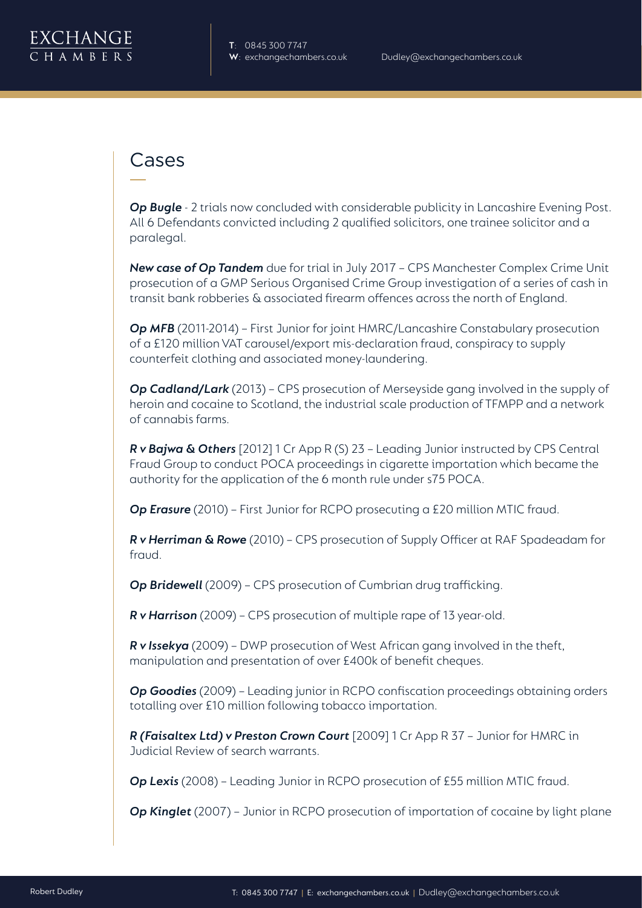## Cases

***Op Bugle*** - 2 trials now concluded with considerable publicity in Lancashire Evening Post. All 6 Defendants convicted including 2 qualified solicitors, one trainee solicitor and a paralegal.

***New case of Op Tandem*** due for trial in July 2017 – CPS Manchester Complex Crime Unit prosecution of a GMP Serious Organised Crime Group investigation of a series of cash in transit bank robberies & associated firearm offences across the north of England.

***Op MFB*** (2011-2014) – First Junior for joint HMRC/Lancashire Constabulary prosecution of a £120 million VAT carousel/export mis-declaration fraud, conspiracy to supply counterfeit clothing and associated money-laundering.

***Op Cadland/Lark*** (2013) – CPS prosecution of Merseyside gang involved in the supply of heroin and cocaine to Scotland, the industrial scale production of TFMPP and a network of cannabis farms.

***R v Bajwa & Others*** [2012] 1 Cr App R (S) 23 – Leading Junior instructed by CPS Central Fraud Group to conduct POCA proceedings in cigarette importation which became the authority for the application of the 6 month rule under s75 POCA.

***Op Erasure*** (2010) – First Junior for RCPO prosecuting a £20 million MTIC fraud.

***R v Herriman & Rowe*** (2010) – CPS prosecution of Supply Officer at RAF Spadeadam for fraud.

***Op Bridewell*** (2009) – CPS prosecution of Cumbrian drug trafficking.

***R v Harrison*** (2009) – CPS prosecution of multiple rape of 13 year-old.

***R v Issekya*** (2009) – DWP prosecution of West African gang involved in the theft, manipulation and presentation of over £400k of benefit cheques.

***Op Goodies*** (2009) – Leading junior in RCPO confiscation proceedings obtaining orders totalling over £10 million following tobacco importation.

***R (Faisaltex Ltd) v Preston Crown Court*** [2009] 1 Cr App R 37 – Junior for HMRC in Judicial Review of search warrants.

***Op Lexis*** (2008) – Leading Junior in RCPO prosecution of £55 million MTIC fraud.

***Op Kinglet*** (2007) – Junior in RCPO prosecution of importation of cocaine by light plane